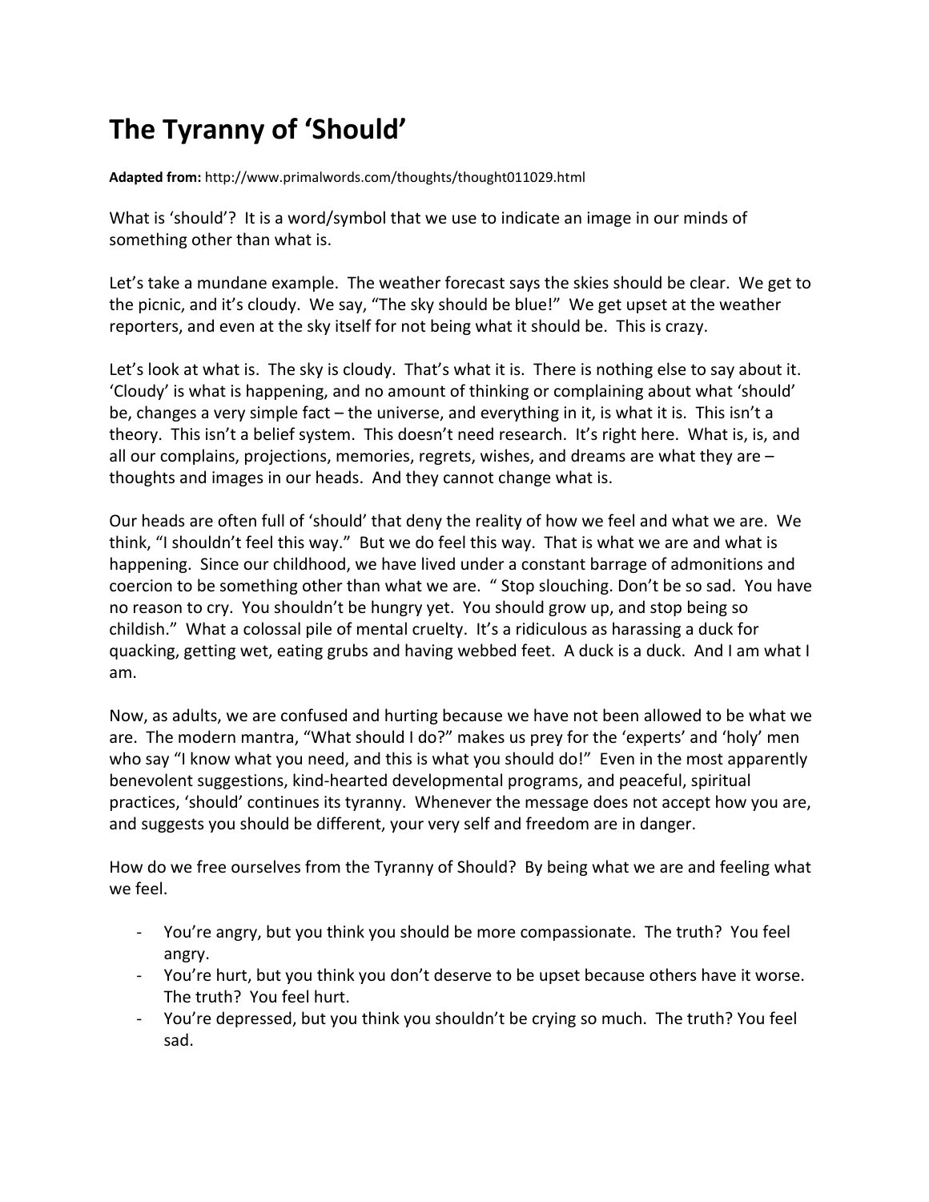# The Tyranny of 'Should'

**Adapted from:** http://www.primalwords.com/thoughts/thought011029.html

What is 'should'? It is a word/symbol that we use to indicate an image in our minds of something other than what is.

Let's take a mundane example. The weather forecast says the skies should be clear. We get to the picnic, and it's cloudy. We say, "The sky should be blue!" We get upset at the weather reporters, and even at the sky itself for not being what it should be. This is crazy.

Let's look at what is. The sky is cloudy. That's what it is. There is nothing else to say about it. 'Cloudy' is what is happening, and no amount of thinking or complaining about what 'should' be, changes a very simple fact – the universe, and everything in it, is what it is. This isn't a theory. This isn't a belief system. This doesn't need research. It's right here. What is, is, and all our complains, projections, memories, regrets, wishes, and dreams are what they are – thoughts and images in our heads. And they cannot change what is.

Our heads are often full of 'should' that deny the reality of how we feel and what we are. We think, "I shouldn't feel this way." But we do feel this way. That is what we are and what is happening. Since our childhood, we have lived under a constant barrage of admonitions and coercion to be something other than what we are. " Stop slouching. Don't be so sad. You have no reason to cry. You shouldn't be hungry yet. You should grow up, and stop being so childish." What a colossal pile of mental cruelty. It's a ridiculous as harassing a duck for quacking, getting wet, eating grubs and having webbed feet. A duck is a duck. And I am what I am.

Now, as adults, we are confused and hurting because we have not been allowed to be what we are. The modern mantra, "What should I do?" makes us prey for the 'experts' and 'holy' men who say "I know what you need, and this is what you should do!" Even in the most apparently benevolent suggestions, kind-hearted developmental programs, and peaceful, spiritual practices, 'should' continues its tyranny. Whenever the message does not accept how you are, and suggests you should be different, your very self and freedom are in danger.

How do we free ourselves from the Tyranny of Should? By being what we are and feeling what we feel.

- You're angry, but you think you should be more compassionate. The truth? You feel angry.
- You're hurt, but you think you don't deserve to be upset because others have it worse. The truth? You feel hurt.
- You're depressed, but you think you shouldn't be crying so much. The truth? You feel sad.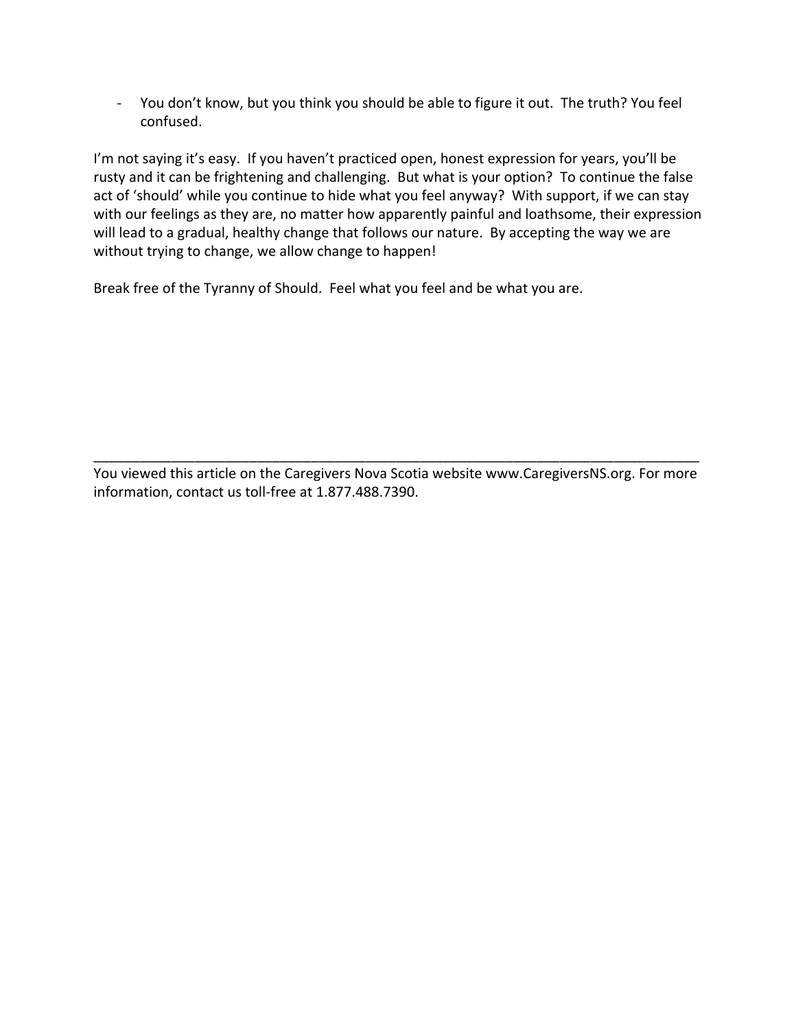- You don't know, but you think you should be able to figure it out. The truth? You feel confused.

I'm not saying it's easy. If you haven't practiced open, honest expression for years, you'll be rusty and it can be frightening and challenging. But what is your option? To continue the false act of 'should' while you continue to hide what you feel anyway? With support, if we can stay with our feelings as they are, no matter how apparently painful and loathsome, their expression will lead to a gradual, healthy change that follows our nature. By accepting the way we are without trying to change, we allow change to happen!

Break free of the Tyranny of Should. Feel what you feel and be what you are.

---

You viewed this article on the Caregivers Nova Scotia website www.CaregiversNS.org. For more information, contact us toll-free at 1.877.488.7390.